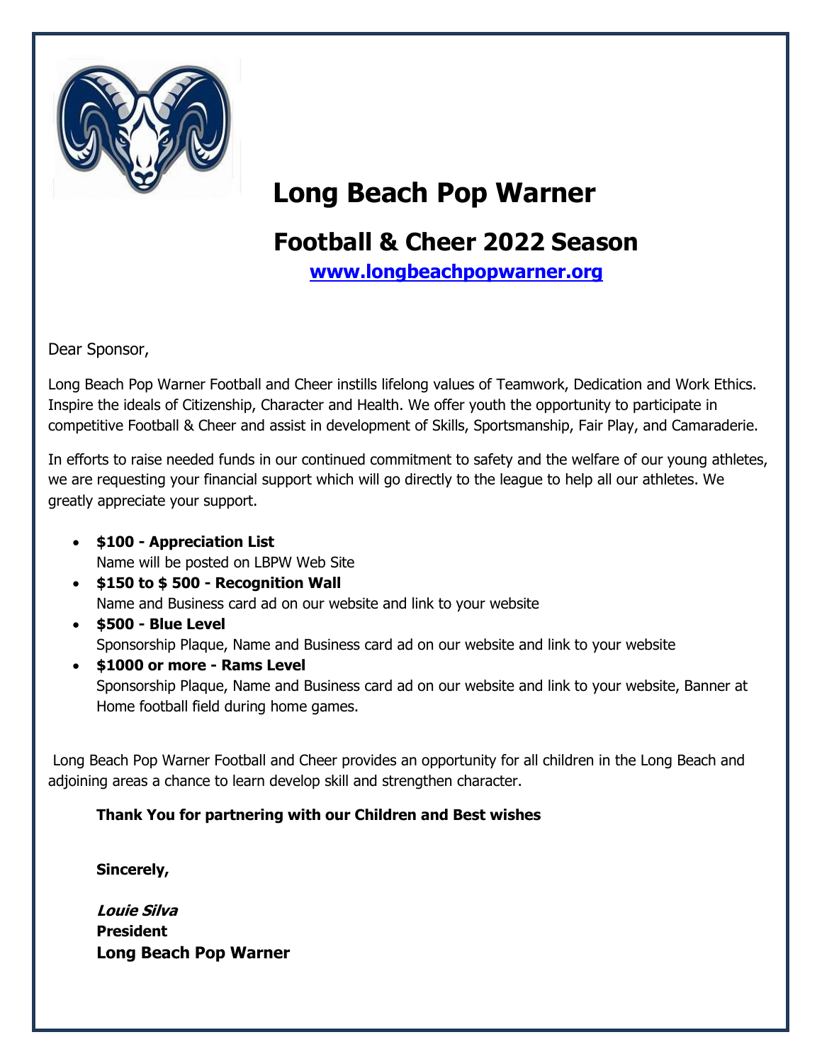# Long Beach Pop Warner

## Football & Cheer 2022 Season

[www.longbeachpopwarner.org](http://www.longbeachpopwarner.org)

Dear Sponsor,

Long Beach Pop Warner Football and Cheer instills lifelong values of Teamwork, Dedication and Work Ethics. Inspire the ideals of Citizenship, Character and Health. We offer youth the opportunity to participate in competitive Football & Cheer and assist in development of Skills, Sportsmanship, Fair Play, and Camaraderie.

In efforts to raise needed funds in our continued commitment to safety and the welfare of our young athletes, we are requesting your financial support which will go directly to the league to help all our athletes. We greatly appreciate your support.

- **$100 - Appreciation List**
  Name will be posted on LBPW Web Site
- **$150 to $ 500 - Recognition Wall**
  Name and Business card ad on our website and link to your website
- **$500 - Blue Level**
  Sponsorship Plaque, Name and Business card ad on our website and link to your website
- **$1000 or more - Rams Level**
  Sponsorship Plaque, Name and Business card ad on our website and link to your website, Banner at Home football field during home games.

Long Beach Pop Warner Football and Cheer provides an opportunity for all children in the Long Beach and adjoining areas a chance to learn develop skill and strengthen character.

**Thank You for partnering with our Children and Best wishes**

**Sincerely,**

***Louie Silva***
**President**
**Long Beach Pop Warner**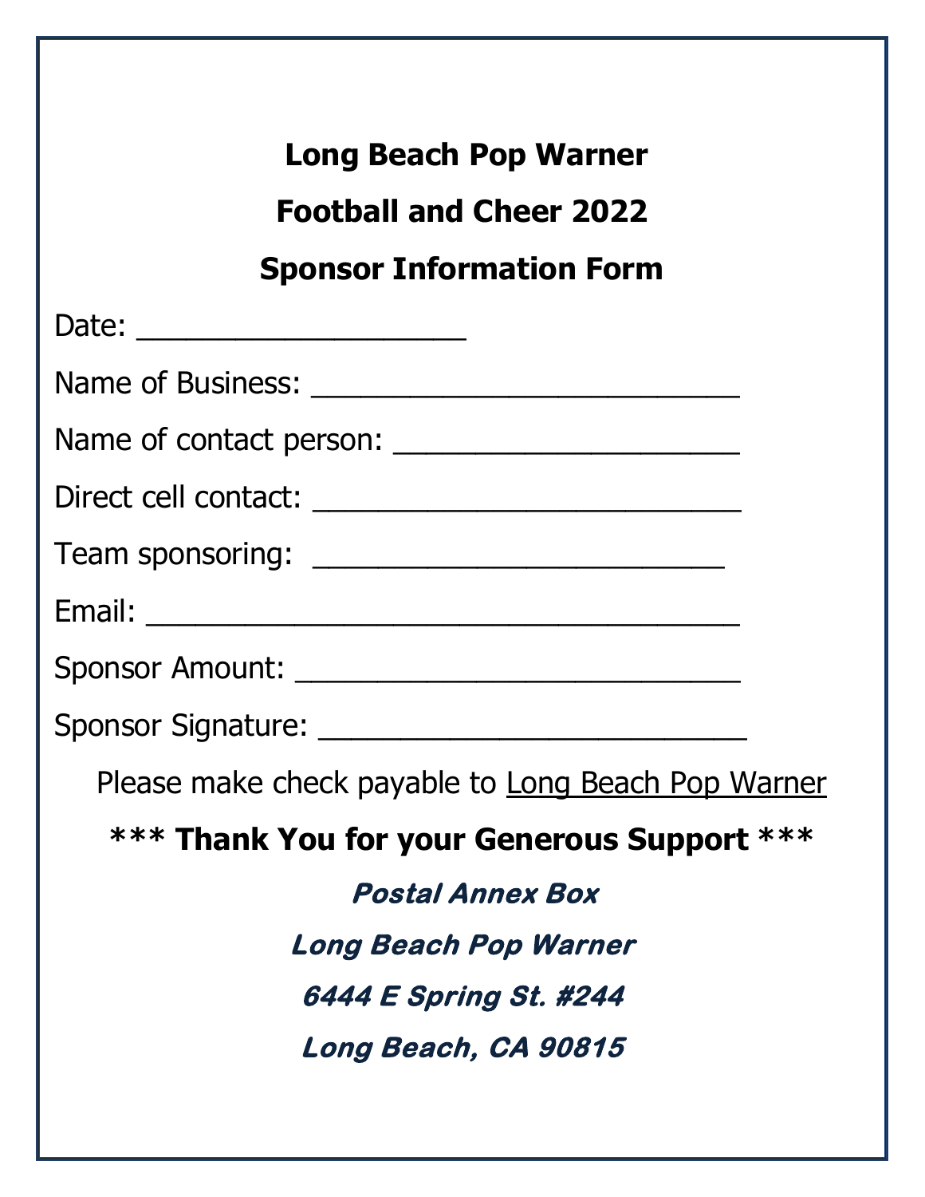**Long Beach Pop Warner**

**Football and Cheer 2022**

**Sponsor Information Form**

Date: ___________________

Name of Business: _________________________

Name of contact person: ____________________

Direct cell contact: _________________________

Team sponsoring: ________________________

Email: __________________________________

Sponsor Amount: ___________________________

Sponsor Signature: _________________________

Please make check payable to Long Beach Pop Warner

**\*\*\* Thank You for your Generous Support \*\*\***

***Postal Annex Box***

***Long Beach Pop Warner***

***6444 E Spring St. #244***

***Long Beach, CA 90815***